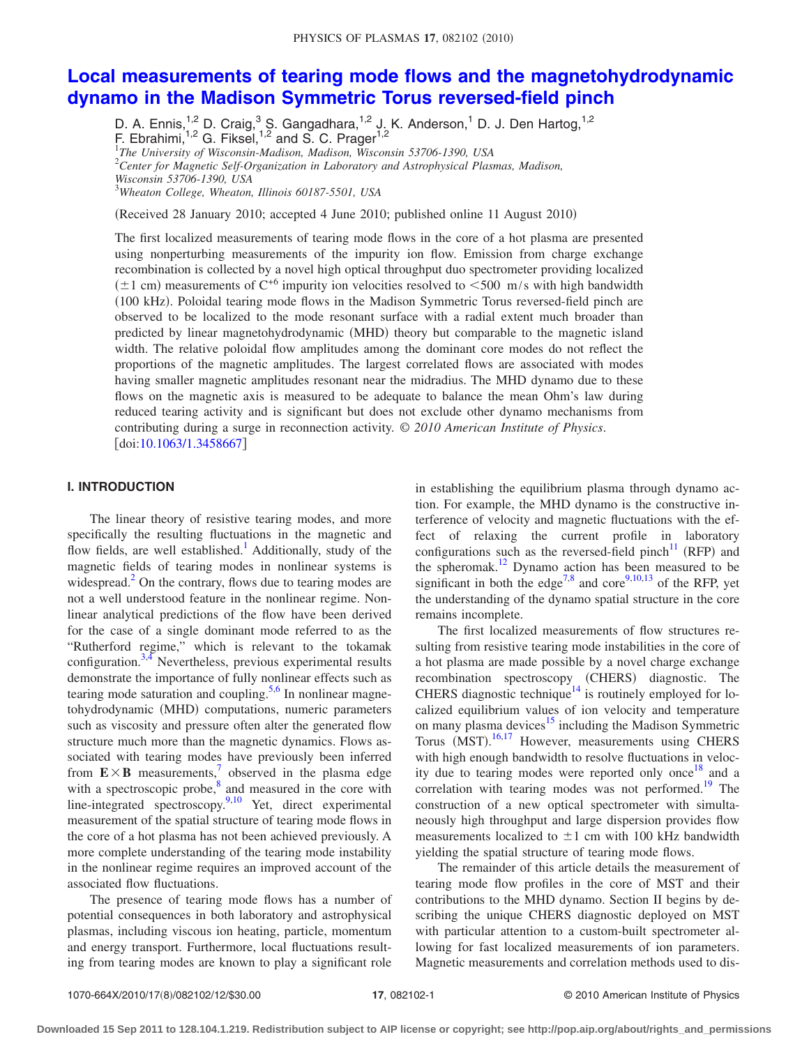# Local measurements of tearing mode flows and the magnetohydrodynamic dynamo in the Madison Symmetric Torus reversed-field pinch

D. A. Ennis,[1,2] D. Craig,[3] S. Gangadhara,[1,2] J. K. Anderson,[1] D. J. Den Hartog,[1,2] F. Ebrahimi,[1,2] G. Fiksel,[1,2] and S. C. Prager[1,2]

[1]*The University of Wisconsin-Madison, Madison, Wisconsin 53706-1390, USA*
[2]*Center for Magnetic Self-Organization in Laboratory and Astrophysical Plasmas, Madison, Wisconsin 53706-1390, USA*
[3]*Wheaton College, Wheaton, Illinois 60187-5501, USA*

(Received 28 January 2010; accepted 4 June 2010; published online 11 August 2010)

The first localized measurements of tearing mode flows in the core of a hot plasma are presented using nonperturbing measurements of the impurity ion flow. Emission from charge exchange recombination is collected by a novel high optical throughput duo spectrometer providing localized ($\pm 1$ cm) measurements of $C^{+6}$ impurity ion velocities resolved to $<500$ m/s with high bandwidth (100 kHz). Poloidal tearing mode flows in the Madison Symmetric Torus reversed-field pinch are observed to be localized to the mode resonant surface with a radial extent much broader than predicted by linear magnetohydrodynamic (MHD) theory but comparable to the magnetic island width. The relative poloidal flow amplitudes among the dominant core modes do not reflect the proportions of the magnetic amplitudes. The largest correlated flows are associated with modes having smaller magnetic amplitudes resonant near the midradius. The MHD dynamo due to these flows on the magnetic axis is measured to be adequate to balance the mean Ohm's law during reduced tearing activity and is significant but does not exclude other dynamo mechanisms from contributing during a surge in reconnection activity. *© 2010 American Institute of Physics.* [doi:10.1063/1.3458667]

## I. INTRODUCTION

The linear theory of resistive tearing modes, and more specifically the resulting fluctuations in the magnetic and flow fields, are well established.[1] Additionally, study of the magnetic fields of tearing modes in nonlinear systems is widespread.[2] On the contrary, flows due to tearing modes are not a well understood feature in the nonlinear regime. Nonlinear analytical predictions of the flow have been derived for the case of a single dominant mode referred to as the "Rutherford regime," which is relevant to the tokamak configuration.[3,4] Nevertheless, previous experimental results demonstrate the importance of fully nonlinear effects such as tearing mode saturation and coupling.[5,6] In nonlinear magnetohydrodynamic (MHD) computations, numeric parameters such as viscosity and pressure often alter the generated flow structure much more than the magnetic dynamics. Flows associated with tearing modes have previously been inferred from $\mathbf{E}\times\mathbf{B}$ measurements,[7] observed in the plasma edge with a spectroscopic probe,[8] and measured in the core with line-integrated spectroscopy.[9,10] Yet, direct experimental measurement of the spatial structure of tearing mode flows in the core of a hot plasma has not been achieved previously. A more complete understanding of the tearing mode instability in the nonlinear regime requires an improved account of the associated flow fluctuations.

The presence of tearing mode flows has a number of potential consequences in both laboratory and astrophysical plasmas, including viscous ion heating, particle, momentum and energy transport. Furthermore, local fluctuations resulting from tearing modes are known to play a significant role in establishing the equilibrium plasma through dynamo action. For example, the MHD dynamo is the constructive interference of velocity and magnetic fluctuations with the effect of relaxing the current profile in laboratory configurations such as the reversed-field pinch[11] (RFP) and the spheromak.[12] Dynamo action has been measured to be significant in both the edge[7,8] and core[9,10,13] of the RFP, yet the understanding of the dynamo spatial structure in the core remains incomplete.

The first localized measurements of flow structures resulting from resistive tearing mode instabilities in the core of a hot plasma are made possible by a novel charge exchange recombination spectroscopy (CHERS) diagnostic. The CHERS diagnostic technique[14] is routinely employed for localized equilibrium values of ion velocity and temperature on many plasma devices[15] including the Madison Symmetric Torus (MST).[16,17] However, measurements using CHERS with high enough bandwidth to resolve fluctuations in velocity due to tearing modes were reported only once[18] and a correlation with tearing modes was not performed.[19] The construction of a new optical spectrometer with simultaneously high throughput and large dispersion provides flow measurements localized to $\pm 1$ cm with 100 kHz bandwidth yielding the spatial structure of tearing mode flows.

The remainder of this article details the measurement of tearing mode flow profiles in the core of MST and their contributions to the MHD dynamo. Section II begins by describing the unique CHERS diagnostic deployed on MST with particular attention to a custom-built spectrometer allowing for fast localized measurements of ion parameters. Magnetic measurements and correlation methods used to dis-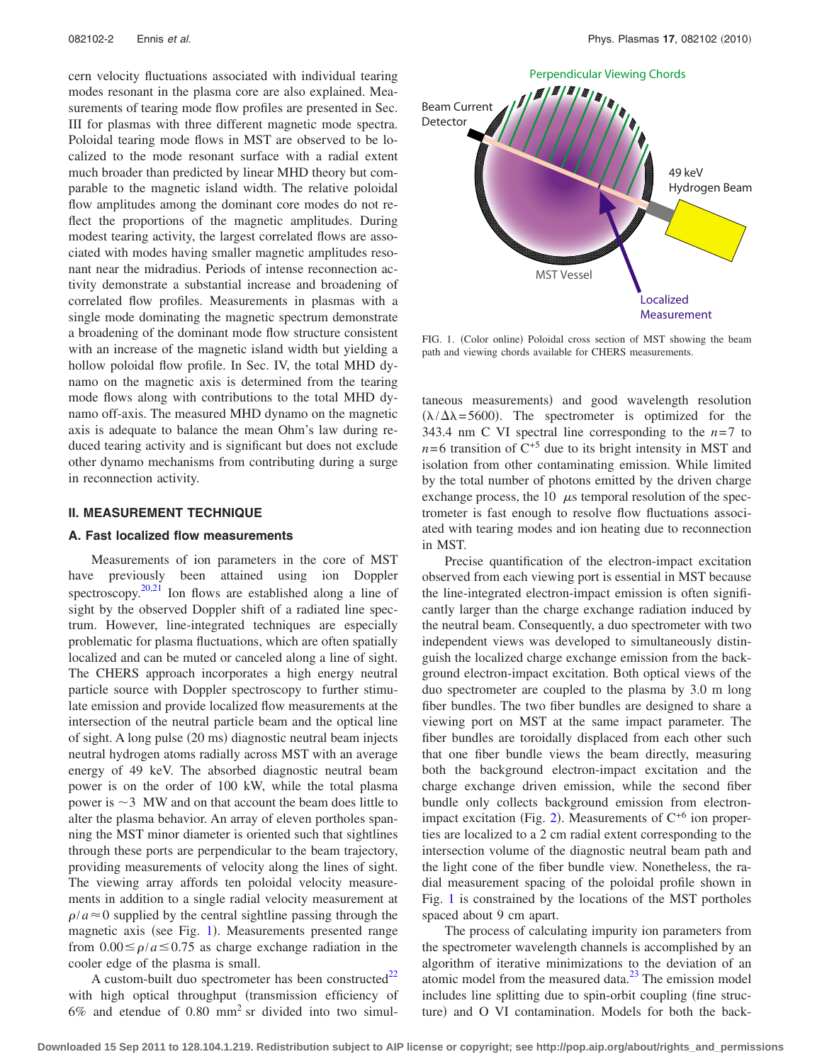cern velocity fluctuations associated with individual tearing modes resonant in the plasma core are also explained. Measurements of tearing mode flow profiles are presented in Sec. III for plasmas with three different magnetic mode spectra. Poloidal tearing mode flows in MST are observed to be localized to the mode resonant surface with a radial extent much broader than predicted by linear MHD theory but comparable to the magnetic island width. The relative poloidal flow amplitudes among the dominant core modes do not reflect the proportions of the magnetic amplitudes. During modest tearing activity, the largest correlated flows are associated with modes having smaller magnetic amplitudes resonant near the midradius. Periods of intense reconnection activity demonstrate a substantial increase and broadening of correlated flow profiles. Measurements in plasmas with a single mode dominating the magnetic spectrum demonstrate a broadening of the dominant mode flow structure consistent with an increase of the magnetic island width but yielding a hollow poloidal flow profile. In Sec. IV, the total MHD dynamo on the magnetic axis is determined from the tearing mode flows along with contributions to the total MHD dynamo off-axis. The measured MHD dynamo on the magnetic axis is adequate to balance the mean Ohm's law during reduced tearing activity and is significant but does not exclude other dynamo mechanisms from contributing during a surge in reconnection activity.

## II. MEASUREMENT TECHNIQUE

### A. Fast localized flow measurements

Measurements of ion parameters in the core of MST have previously been attained using ion Doppler spectroscopy.[20,21] Ion flows are established along a line of sight by the observed Doppler shift of a radiated line spectrum. However, line-integrated techniques are especially problematic for plasma fluctuations, which are often spatially localized and can be muted or canceled along a line of sight. The CHERS approach incorporates a high energy neutral particle source with Doppler spectroscopy to further stimulate emission and provide localized flow measurements at the intersection of the neutral particle beam and the optical line of sight. A long pulse (20 ms) diagnostic neutral beam injects neutral hydrogen atoms radially across MST with an average energy of 49 keV. The absorbed diagnostic neutral beam power is on the order of 100 kW, while the total plasma power is ~3 MW and on that account the beam does little to alter the plasma behavior. An array of eleven portholes spanning the MST minor diameter is oriented such that sightlines through these ports are perpendicular to the beam trajectory, providing measurements of velocity along the lines of sight. The viewing array affords ten poloidal velocity measurements in addition to a single radial velocity measurement at $\rho/a \approx 0$ supplied by the central sightline passing through the magnetic axis (see Fig. 1). Measurements presented range from $0.00 \leq \rho/a \leq 0.75$ as charge exchange radiation in the cooler edge of the plasma is small.

A custom-built duo spectrometer has been constructed[22] with high optical throughput (transmission efficiency of 6% and etendue of 0.80 $\text{mm}^2$ sr divided into two simultaneous measurements) and good wavelength resolution ($\lambda/\Delta\lambda = 5600$). The spectrometer is optimized for the 343.4 nm C VI spectral line corresponding to the $n=7$ to $n=6$ transition of $C^{+5}$ due to its bright intensity in MST and isolation from other contaminating emission. While limited by the total number of photons emitted by the driven charge exchange process, the 10 $\mu$s temporal resolution of the spectrometer is fast enough to resolve flow fluctuations associated with tearing modes and ion heating due to reconnection in MST.

FIG. 1. (Color online) Poloidal cross section of MST showing the beam path and viewing chords available for CHERS measurements.

Precise quantification of the electron-impact excitation observed from each viewing port is essential in MST because the line-integrated electron-impact emission is often significantly larger than the charge exchange radiation induced by the neutral beam. Consequently, a duo spectrometer with two independent views was developed to simultaneously distinguish the localized charge exchange emission from the background electron-impact excitation. Both optical views of the duo spectrometer are coupled to the plasma by 3.0 m long fiber bundles. The two fiber bundles are designed to share a viewing port on MST at the same impact parameter. The fiber bundles are toroidally displaced from each other such that one fiber bundle views the beam directly, measuring both the background electron-impact excitation and the charge exchange driven emission, while the second fiber bundle only collects background emission from electron-impact excitation (Fig. 2). Measurements of $C^{+6}$ ion properties are localized to a 2 cm radial extent corresponding to the intersection volume of the diagnostic neutral beam path and the light cone of the fiber bundle view. Nonetheless, the radial measurement spacing of the poloidal profile shown in Fig. 1 is constrained by the locations of the MST portholes spaced about 9 cm apart.

The process of calculating impurity ion parameters from the spectrometer wavelength channels is accomplished by an algorithm of iterative minimizations to the deviation of an atomic model from the measured data.[23] The emission model includes line splitting due to spin-orbit coupling (fine structure) and O VI contamination. Models for both the back-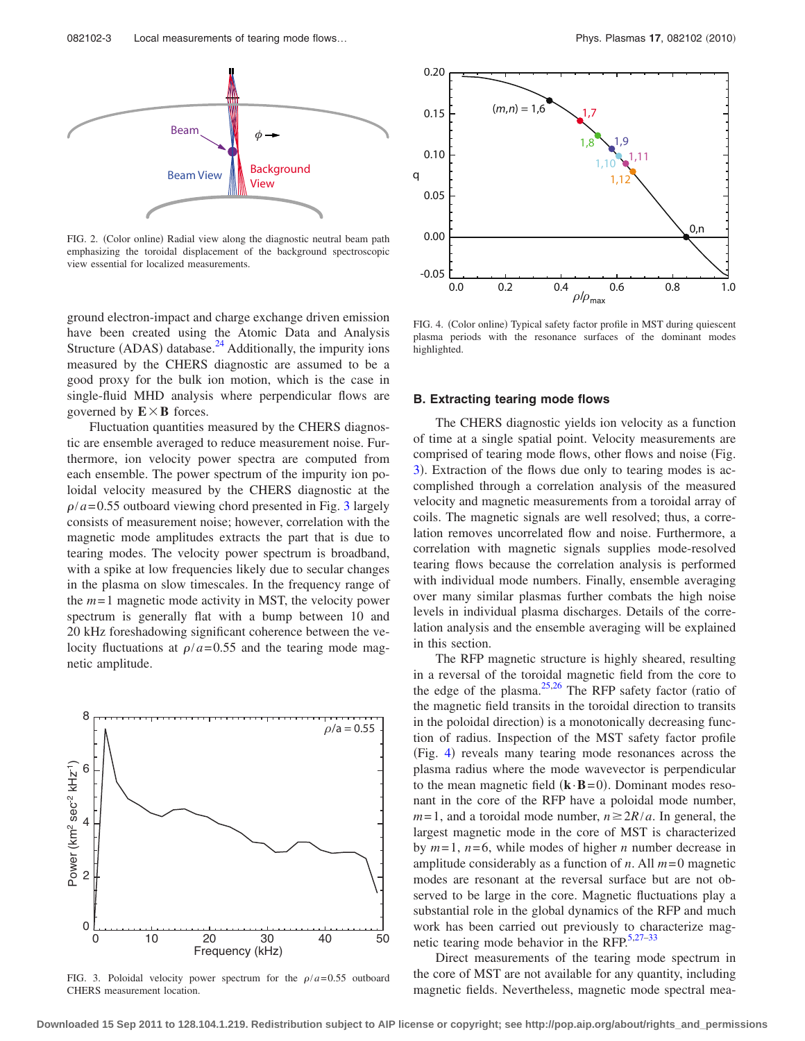FIG. 2. (Color online) Radial view along the diagnostic neutral beam path emphasizing the toroidal displacement of the background spectroscopic view essential for localized measurements.

ground electron-impact and charge exchange driven emission have been created using the Atomic Data and Analysis Structure (ADAS) database.[24] Additionally, the impurity ions measured by the CHERS diagnostic are assumed to be a good proxy for the bulk ion motion, which is the case in single-fluid MHD analysis where perpendicular flows are governed by $\mathbf{E}\times\mathbf{B}$ forces.

Fluctuation quantities measured by the CHERS diagnostic are ensemble averaged to reduce measurement noise. Furthermore, ion velocity power spectra are computed from each ensemble. The power spectrum of the impurity ion poloidal velocity measured by the CHERS diagnostic at the $\rho/a=0.55$ outboard viewing chord presented in Fig. 3 largely consists of measurement noise; however, correlation with the magnetic mode amplitudes extracts the part that is due to tearing modes. The velocity power spectrum is broadband, with a spike at low frequencies likely due to secular changes in the plasma on slow timescales. In the frequency range of the $m=1$ magnetic mode activity in MST, the velocity power spectrum is generally flat with a bump between 10 and 20 kHz foreshadowing significant coherence between the velocity fluctuations at $\rho/a=0.55$ and the tearing mode magnetic amplitude.

FIG. 3. Poloidal velocity power spectrum for the $\rho/a=0.55$ outboard CHERS measurement location.

FIG. 4. (Color online) Typical safety factor profile in MST during quiescent plasma periods with the resonance surfaces of the dominant modes highlighted.

### B. Extracting tearing mode flows

The CHERS diagnostic yields ion velocity as a function of time at a single spatial point. Velocity measurements are comprised of tearing mode flows, other flows and noise (Fig. 3). Extraction of the flows due only to tearing modes is accomplished through a correlation analysis of the measured velocity and magnetic measurements from a toroidal array of coils. The magnetic signals are well resolved; thus, a correlation removes uncorrelated flow and noise. Furthermore, a correlation with magnetic signals supplies mode-resolved tearing flows because the correlation analysis is performed with individual mode numbers. Finally, ensemble averaging over many similar plasmas further combats the high noise levels in individual plasma discharges. Details of the correlation analysis and the ensemble averaging will be explained in this section.

The RFP magnetic structure is highly sheared, resulting in a reversal of the toroidal magnetic field from the core to the edge of the plasma.[25,26] The RFP safety factor (ratio of the magnetic field transits in the toroidal direction to transits in the poloidal direction) is a monotonically decreasing function of radius. Inspection of the MST safety factor profile (Fig. 4) reveals many tearing mode resonances across the plasma radius where the mode wavevector is perpendicular to the mean magnetic field ($\mathbf{k}\cdot\mathbf{B}=0$). Dominant modes resonant in the core of the RFP have a poloidal mode number, $m=1$, and a toroidal mode number, $n\geq 2R/a$. In general, the largest magnetic mode in the core of MST is characterized by $m=1$, $n=6$, while modes of higher $n$ number decrease in amplitude considerably as a function of $n$. All $m=0$ magnetic modes are resonant at the reversal surface but are not observed to be large in the core. Magnetic fluctuations play a substantial role in the global dynamics of the RFP and much work has been carried out previously to characterize magnetic tearing mode behavior in the RFP.[5,27–33]

Direct measurements of the tearing mode spectrum in the core of MST are not available for any quantity, including magnetic fields. Nevertheless, magnetic mode spectral mea-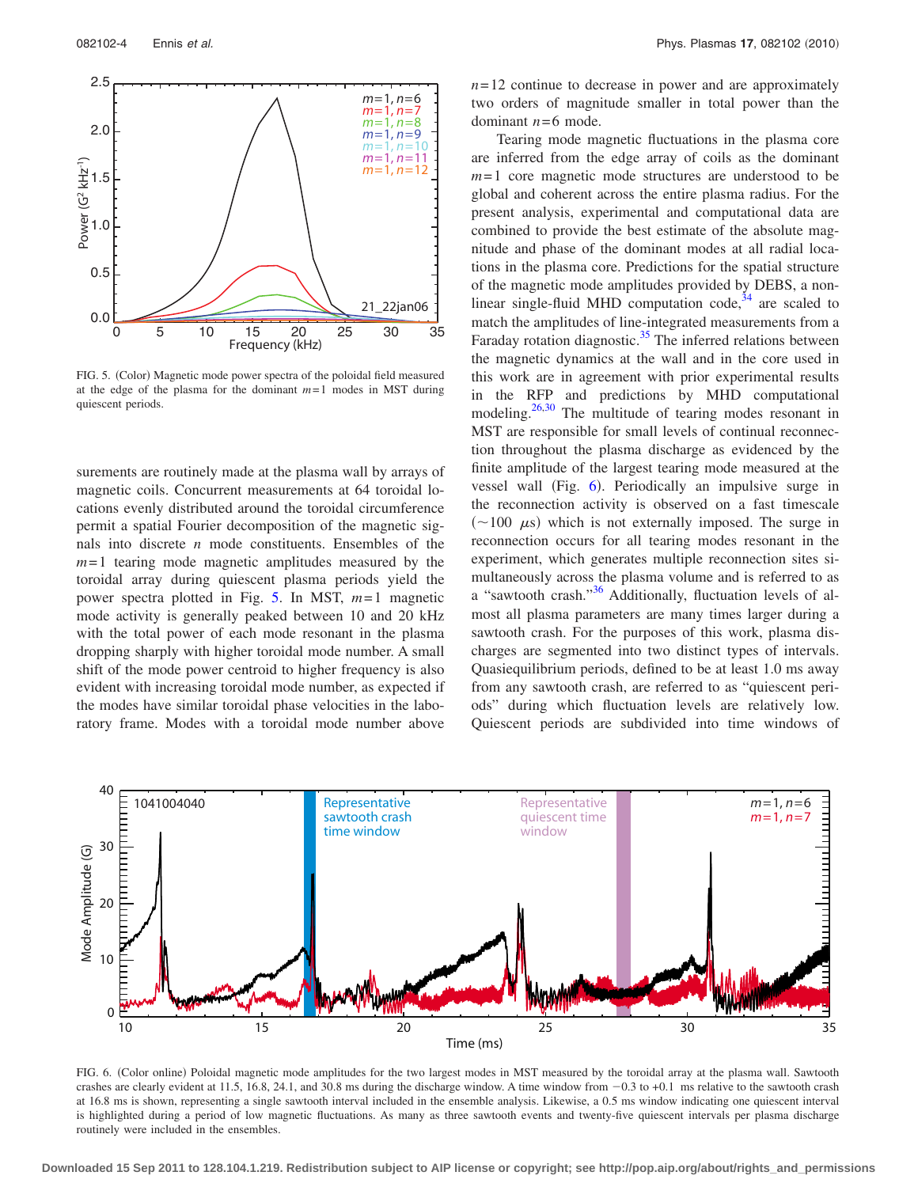FIG. 5. (Color) Magnetic mode power spectra of the poloidal field measured at the edge of the plasma for the dominant $m=1$ modes in MST during quiescent periods.

surements are routinely made at the plasma wall by arrays of magnetic coils. Concurrent measurements at 64 toroidal locations evenly distributed around the toroidal circumference permit a spatial Fourier decomposition of the magnetic signals into discrete $n$ mode constituents. Ensembles of the $m=1$ tearing mode magnetic amplitudes measured by the toroidal array during quiescent plasma periods yield the power spectra plotted in Fig. 5. In MST, $m=1$ magnetic mode activity is generally peaked between 10 and 20 kHz with the total power of each mode resonant in the plasma dropping sharply with higher toroidal mode number. A small shift of the mode power centroid to higher frequency is also evident with increasing toroidal mode number, as expected if the modes have similar toroidal phase velocities in the laboratory frame. Modes with a toroidal mode number above $n=12$ continue to decrease in power and are approximately two orders of magnitude smaller in total power than the dominant $n=6$ mode.

Tearing mode magnetic fluctuations in the plasma core are inferred from the edge array of coils as the dominant $m=1$ core magnetic mode structures are understood to be global and coherent across the entire plasma radius. For the present analysis, experimental and computational data are combined to provide the best estimate of the absolute magnitude and phase of the dominant modes at all radial locations in the plasma core. Predictions for the spatial structure of the magnetic mode amplitudes provided by DEBS, a nonlinear single-fluid MHD computation code,[34] are scaled to match the amplitudes of line-integrated measurements from a Faraday rotation diagnostic.[35] The inferred relations between the magnetic dynamics at the wall and in the core used in this work are in agreement with prior experimental results in the RFP and predictions by MHD computational modeling.[26,30] The multitude of tearing modes resonant in MST are responsible for small levels of continual reconnection throughout the plasma discharge as evidenced by the finite amplitude of the largest tearing mode measured at the vessel wall (Fig. 6). Periodically an impulsive surge in the reconnection activity is observed on a fast timescale ($\sim$100 $\mu$s) which is not externally imposed. The surge in reconnection occurs for all tearing modes resonant in the experiment, which generates multiple reconnection sites simultaneously across the plasma volume and is referred to as a "sawtooth crash."[36] Additionally, fluctuation levels of almost all plasma parameters are many times larger during a sawtooth crash. For the purposes of this work, plasma discharges are segmented into two distinct types of intervals. Quasiequilibrium periods, defined to be at least 1.0 ms away from any sawtooth crash, are referred to as "quiescent periods" during which fluctuation levels are relatively low. Quiescent periods are subdivided into time windows of

FIG. 6. (Color online) Poloidal magnetic mode amplitudes for the two largest modes in MST measured by the toroidal array at the plasma wall. Sawtooth crashes are clearly evident at 11.5, 16.8, 24.1, and 30.8 ms during the discharge window. A time window from −0.3 to +0.1 ms relative to the sawtooth crash at 16.8 ms is shown, representing a single sawtooth interval included in the ensemble analysis. Likewise, a 0.5 ms window indicating one quiescent interval is highlighted during a period of low magnetic fluctuations. As many as three sawtooth events and twenty-five quiescent intervals per plasma discharge routinely were included in the ensembles.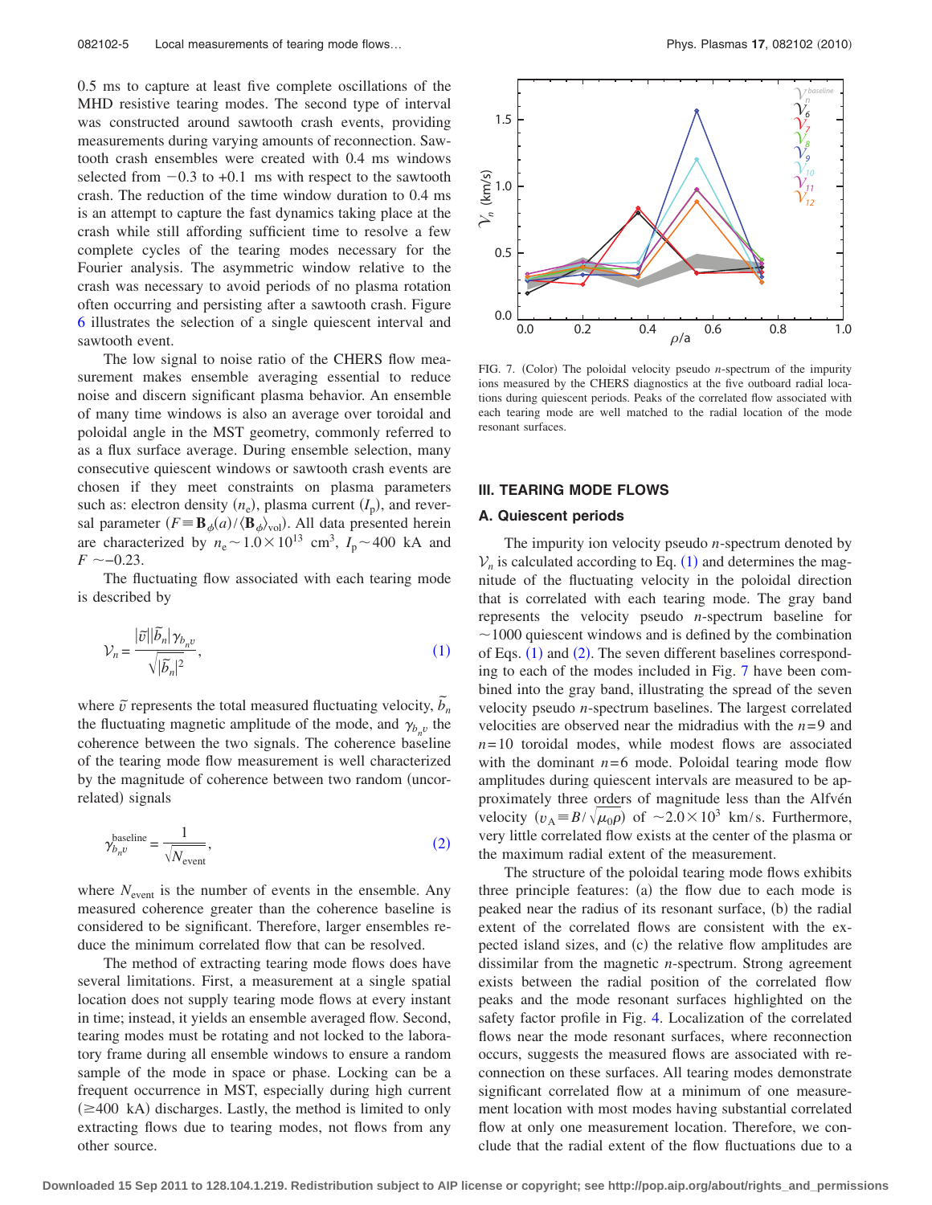0.5 ms to capture at least five complete oscillations of the MHD resistive tearing modes. The second type of interval was constructed around sawtooth crash events, providing measurements during varying amounts of reconnection. Sawtooth crash ensembles were created with 0.4 ms windows selected from −0.3 to +0.1 ms with respect to the sawtooth crash. The reduction of the time window duration to 0.4 ms is an attempt to capture the fast dynamics taking place at the crash while still affording sufficient time to resolve a few complete cycles of the tearing modes necessary for the Fourier analysis. The asymmetric window relative to the crash was necessary to avoid periods of no plasma rotation often occurring and persisting after a sawtooth crash. Figure 6 illustrates the selection of a single quiescent interval and sawtooth event.

The low signal to noise ratio of the CHERS flow measurement makes ensemble averaging essential to reduce noise and discern significant plasma behavior. An ensemble of many time windows is also an average over toroidal and poloidal angle in the MST geometry, commonly referred to as a flux surface average. During ensemble selection, many consecutive quiescent windows or sawtooth crash events are chosen if they meet constraints on plasma parameters such as: electron density ($n_e$), plasma current ($I_p$), and reversal parameter ($F \equiv \mathbf{B}_\phi(a)/\langle \mathbf{B}_\phi \rangle_{vol}$). All data presented herein are characterized by $n_e \sim 1.0 \times 10^{13}$ cm$^3$, $I_p \sim 400$ kA and $F \sim -0.23$.

The fluctuating flow associated with each tearing mode is described by

$$\mathcal{V}_n = \frac{|\tilde{v}||\tilde{b}_n|\gamma_{b_n v}}{\sqrt{|\tilde{b}_n|^2}}, \tag{1}$$

where $\tilde{v}$ represents the total measured fluctuating velocity, $\tilde{b}_n$ the fluctuating magnetic amplitude of the mode, and $\gamma_{b_n v}$ the coherence between the two signals. The coherence baseline of the tearing mode flow measurement is well characterized by the magnitude of coherence between two random (uncorrelated) signals

$$\gamma_{b_n v}^{\text{baseline}} = \frac{1}{\sqrt{N_{\text{event}}}}, \tag{2}$$

where $N_{\text{event}}$ is the number of events in the ensemble. Any measured coherence greater than the coherence baseline is considered to be significant. Therefore, larger ensembles reduce the minimum correlated flow that can be resolved.

The method of extracting tearing mode flows does have several limitations. First, a measurement at a single spatial location does not supply tearing mode flows at every instant in time; instead, it yields an ensemble averaged flow. Second, tearing modes must be rotating and not locked to the laboratory frame during all ensemble windows to ensure a random sample of the mode in space or phase. Locking can be a frequent occurrence in MST, especially during high current ($\geq 400$ kA) discharges. Lastly, the method is limited to only extracting flows due to tearing modes, not flows from any other source.

FIG. 7. (Color) The poloidal velocity pseudo $n$-spectrum of the impurity ions measured by the CHERS diagnostics at the five outboard radial locations during quiescent periods. Peaks of the correlated flow associated with each tearing mode are well matched to the radial location of the mode resonant surfaces.

## III. TEARING MODE FLOWS

### A. Quiescent periods

The impurity ion velocity pseudo $n$-spectrum denoted by $\mathcal{V}_n$ is calculated according to Eq. (1) and determines the magnitude of the fluctuating velocity in the poloidal direction that is correlated with each tearing mode. The gray band represents the velocity pseudo $n$-spectrum baseline for ~1000 quiescent windows and is defined by the combination of Eqs. (1) and (2). The seven different baselines corresponding to each of the modes included in Fig. 7 have been combined into the gray band, illustrating the spread of the seven velocity pseudo $n$-spectrum baselines. The largest correlated velocities are observed near the midradius with the $n=9$ and $n=10$ toroidal modes, while modest flows are associated with the dominant $n=6$ mode. Poloidal tearing mode flow amplitudes during quiescent intervals are measured to be approximately three orders of magnitude less than the Alfvén velocity ($v_A \equiv B/\sqrt{\mu_0 \rho}$) of $\sim 2.0 \times 10^3$ km/s. Furthermore, very little correlated flow exists at the center of the plasma or the maximum radial extent of the measurement.

The structure of the poloidal tearing mode flows exhibits three principle features: (a) the flow due to each mode is peaked near the radius of its resonant surface, (b) the radial extent of the correlated flows are consistent with the expected island sizes, and (c) the relative flow amplitudes are dissimilar from the magnetic $n$-spectrum. Strong agreement exists between the radial position of the correlated flow peaks and the mode resonant surfaces highlighted on the safety factor profile in Fig. 4. Localization of the correlated flows near the mode resonant surfaces, where reconnection occurs, suggests the measured flows are associated with reconnection on these surfaces. All tearing modes demonstrate significant correlated flow at a minimum of one measurement location with most modes having substantial correlated flow at only one measurement location. Therefore, we conclude that the radial extent of the flow fluctuations due to a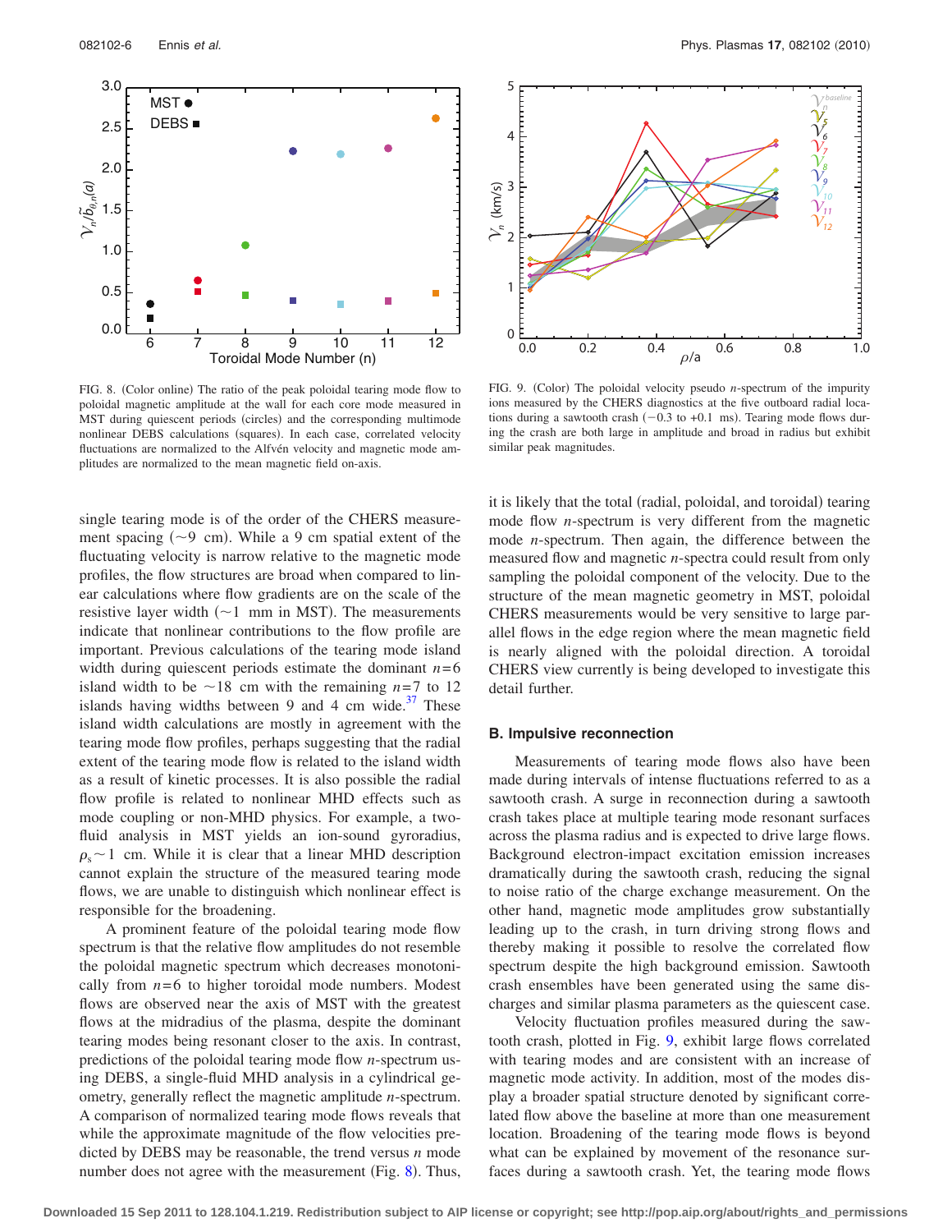3.0

MST ●

DEBS ■

2.5

2.0

1.5

1.0

0.5

0.0

$\mathcal{V}_n/\tilde{b}_{\theta,n}(a)$

6 7 8 9 10 11 12

Toroidal Mode Number (n)

FIG. 8. (Color online) The ratio of the peak poloidal tearing mode flow to poloidal magnetic amplitude at the wall for each core mode measured in MST during quiescent periods (circles) and the corresponding multimode nonlinear DEBS calculations (squares). In each case, correlated velocity fluctuations are normalized to the Alfvén velocity and magnetic mode amplitudes are normalized to the mean magnetic field on-axis.

5

4

3

2

1

0

$\mathcal{V}_n$ (km/s)

0.0 0.2 0.4 0.6 0.8 1.0

$\rho/a$

$\mathcal{V}_n^{baseline}$

$\mathcal{V}_5$

$\mathcal{V}_6$

$\mathcal{V}_7$

$\mathcal{V}_8$

$\mathcal{V}_9$

$\mathcal{V}_{10}$

$\mathcal{V}_{11}$

$\mathcal{V}_{12}$

FIG. 9. (Color) The poloidal velocity pseudo $n$-spectrum of the impurity ions measured by the CHERS diagnostics at the five outboard radial locations during a sawtooth crash ($-0.3$ to $+0.1$ ms). Tearing mode flows during the crash are both large in amplitude and broad in radius but exhibit similar peak magnitudes.

single tearing mode is of the order of the CHERS measurement spacing ($\sim$9 cm). While a 9 cm spatial extent of the fluctuating velocity is narrow relative to the magnetic mode profiles, the flow structures are broad when compared to linear calculations where flow gradients are on the scale of the resistive layer width ($\sim$1 mm in MST). The measurements indicate that nonlinear contributions to the flow profile are important. Previous calculations of the tearing mode island width during quiescent periods estimate the dominant $n=6$ island width to be $\sim$18 cm with the remaining $n=7$ to 12 islands having widths between 9 and 4 cm wide.[37] These island width calculations are mostly in agreement with the tearing mode flow profiles, perhaps suggesting that the radial extent of the tearing mode flow is related to the island width as a result of kinetic processes. It is also possible the radial flow profile is related to nonlinear MHD effects such as mode coupling or non-MHD physics. For example, a two-fluid analysis in MST yields an ion-sound gyroradius, $\rho_s \sim 1$ cm. While it is clear that a linear MHD description cannot explain the structure of the measured tearing mode flows, we are unable to distinguish which nonlinear effect is responsible for the broadening.

A prominent feature of the poloidal tearing mode flow spectrum is that the relative flow amplitudes do not resemble the poloidal magnetic spectrum which decreases monotonically from $n=6$ to higher toroidal mode numbers. Modest flows are observed near the axis of MST with the greatest flows at the midradius of the plasma, despite the dominant tearing modes being resonant closer to the axis. In contrast, predictions of the poloidal tearing mode flow $n$-spectrum using DEBS, a single-fluid MHD analysis in a cylindrical geometry, generally reflect the magnetic amplitude $n$-spectrum. A comparison of normalized tearing mode flows reveals that while the approximate magnitude of the flow velocities predicted by DEBS may be reasonable, the trend versus $n$ mode number does not agree with the measurement (Fig. 8). Thus, it is likely that the total (radial, poloidal, and toroidal) tearing mode flow $n$-spectrum is very different from the magnetic mode $n$-spectrum. Then again, the difference between the measured flow and magnetic $n$-spectra could result from only sampling the poloidal component of the velocity. Due to the structure of the mean magnetic geometry in MST, poloidal CHERS measurements would be very sensitive to large parallel flows in the edge region where the mean magnetic field is nearly aligned with the poloidal direction. A toroidal CHERS view currently is being developed to investigate this detail further.

### B. Impulsive reconnection

Measurements of tearing mode flows also have been made during intervals of intense fluctuations referred to as a sawtooth crash. A surge in reconnection during a sawtooth crash takes place at multiple tearing mode resonant surfaces across the plasma radius and is expected to drive large flows. Background electron-impact excitation emission increases dramatically during the sawtooth crash, reducing the signal to noise ratio of the charge exchange measurement. On the other hand, magnetic mode amplitudes grow substantially leading up to the crash, in turn driving strong flows and thereby making it possible to resolve the correlated flow spectrum despite the high background emission. Sawtooth crash ensembles have been generated using the same discharges and similar plasma parameters as the quiescent case.

Velocity fluctuation profiles measured during the sawtooth crash, plotted in Fig. 9, exhibit large flows correlated with tearing modes and are consistent with an increase of magnetic mode activity. In addition, most of the modes display a broader spatial structure denoted by significant correlated flow above the baseline at more than one measurement location. Broadening of the tearing mode flows is beyond what can be explained by movement of the resonance surfaces during a sawtooth crash. Yet, the tearing mode flows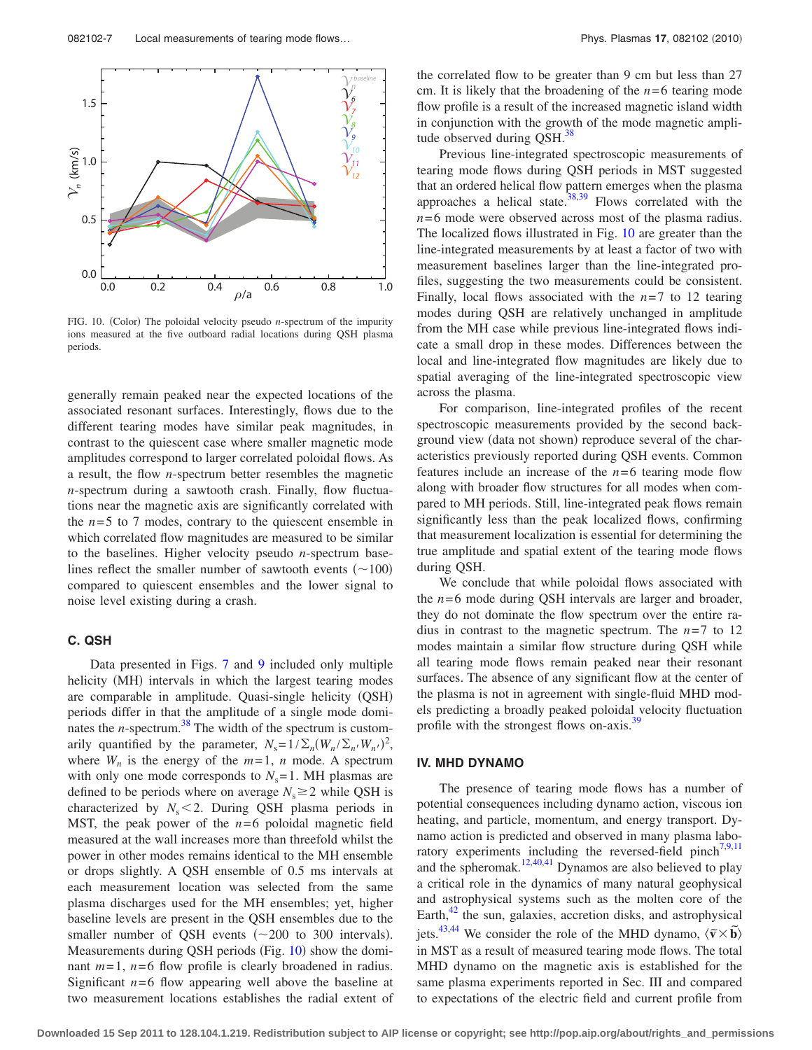FIG. 10. (Color) The poloidal velocity pseudo $n$-spectrum of the impurity ions measured at the five outboard radial locations during QSH plasma periods.

generally remain peaked near the expected locations of the associated resonant surfaces. Interestingly, flows due to the different tearing modes have similar peak magnitudes, in contrast to the quiescent case where smaller magnetic mode amplitudes correspond to larger correlated poloidal flows. As a result, the flow $n$-spectrum better resembles the magnetic $n$-spectrum during a sawtooth crash. Finally, flow fluctuations near the magnetic axis are significantly correlated with the $n=5$ to 7 modes, contrary to the quiescent ensemble in which correlated flow magnitudes are measured to be similar to the baselines. Higher velocity pseudo $n$-spectrum baselines reflect the smaller number of sawtooth events ($\sim 100$) compared to quiescent ensembles and the lower signal to noise level existing during a crash.

### C. QSH

Data presented in Figs. 7 and 9 included only multiple helicity (MH) intervals in which the largest tearing modes are comparable in amplitude. Quasi-single helicity (QSH) periods differ in that the amplitude of a single mode dominates the $n$-spectrum.[38] The width of the spectrum is customarily quantified by the parameter, $N_s = 1/\Sigma_n (W_n/\Sigma_{n'} W_{n'})^2$, where $W_n$ is the energy of the $m=1$, $n$ mode. A spectrum with only one mode corresponds to $N_s=1$. MH plasmas are defined to be periods where on average $N_s \geq 2$ while QSH is characterized by $N_s < 2$. During QSH plasma periods in MST, the peak power of the $n=6$ poloidal magnetic field measured at the wall increases more than threefold whilst the power in other modes remains identical to the MH ensemble or drops slightly. A QSH ensemble of 0.5 ms intervals at each measurement location was selected from the same plasma discharges used for the MH ensembles; yet, higher baseline levels are present in the QSH ensembles due to the smaller number of QSH events ($\sim 200$ to 300 intervals). Measurements during QSH periods (Fig. 10) show the dominant $m=1$, $n=6$ flow profile is clearly broadened in radius. Significant $n=6$ flow appearing well above the baseline at two measurement locations establishes the radial extent of the correlated flow to be greater than 9 cm but less than 27 cm. It is likely that the broadening of the $n=6$ tearing mode flow profile is a result of the increased magnetic island width in conjunction with the growth of the mode magnetic amplitude observed during QSH.[38]

Previous line-integrated spectroscopic measurements of tearing mode flows during QSH periods in MST suggested that an ordered helical flow pattern emerges when the plasma approaches a helical state.[38,39] Flows correlated with the $n=6$ mode were observed across most of the plasma radius. The localized flows illustrated in Fig. 10 are greater than the line-integrated measurements by at least a factor of two with measurement baselines larger than the line-integrated profiles, suggesting the two measurements could be consistent. Finally, local flows associated with the $n=7$ to 12 tearing modes during QSH are relatively unchanged in amplitude from the MH case while previous line-integrated flows indicate a small drop in these modes. Differences between the local and line-integrated flow magnitudes are likely due to spatial averaging of the line-integrated spectroscopic view across the plasma.

For comparison, line-integrated profiles of the recent spectroscopic measurements provided by the second background view (data not shown) reproduce several of the characteristics previously reported during QSH events. Common features include an increase of the $n=6$ tearing mode flow along with broader flow structures for all modes when compared to MH periods. Still, line-integrated peak flows remain significantly less than the peak localized flows, confirming that measurement localization is essential for determining the true amplitude and spatial extent of the tearing mode flows during QSH.

We conclude that while poloidal flows associated with the $n=6$ mode during QSH intervals are larger and broader, they do not dominate the flow spectrum over the entire radius in contrast to the magnetic spectrum. The $n=7$ to 12 modes maintain a similar flow structure during QSH while all tearing mode flows remain peaked near their resonant surfaces. The absence of any significant flow at the center of the plasma is not in agreement with single-fluid MHD models predicting a broadly peaked poloidal velocity fluctuation profile with the strongest flows on-axis.[39]

## IV. MHD DYNAMO

The presence of tearing mode flows has a number of potential consequences including dynamo action, viscous ion heating, and particle, momentum, and energy transport. Dynamo action is predicted and observed in many plasma laboratory experiments including the reversed-field pinch[7,9,11] and the spheromak.[12,40,41] Dynamos are also believed to play a critical role in the dynamics of many natural geophysical and astrophysical systems such as the molten core of the Earth,[42] the sun, galaxies, accretion disks, and astrophysical jets.[43,44] We consider the role of the MHD dynamo, $\langle \tilde{\mathbf{v}} \times \tilde{\mathbf{b}} \rangle$ in MST as a result of measured tearing mode flows. The total MHD dynamo on the magnetic axis is established for the same plasma experiments reported in Sec. III and compared to expectations of the electric field and current profile from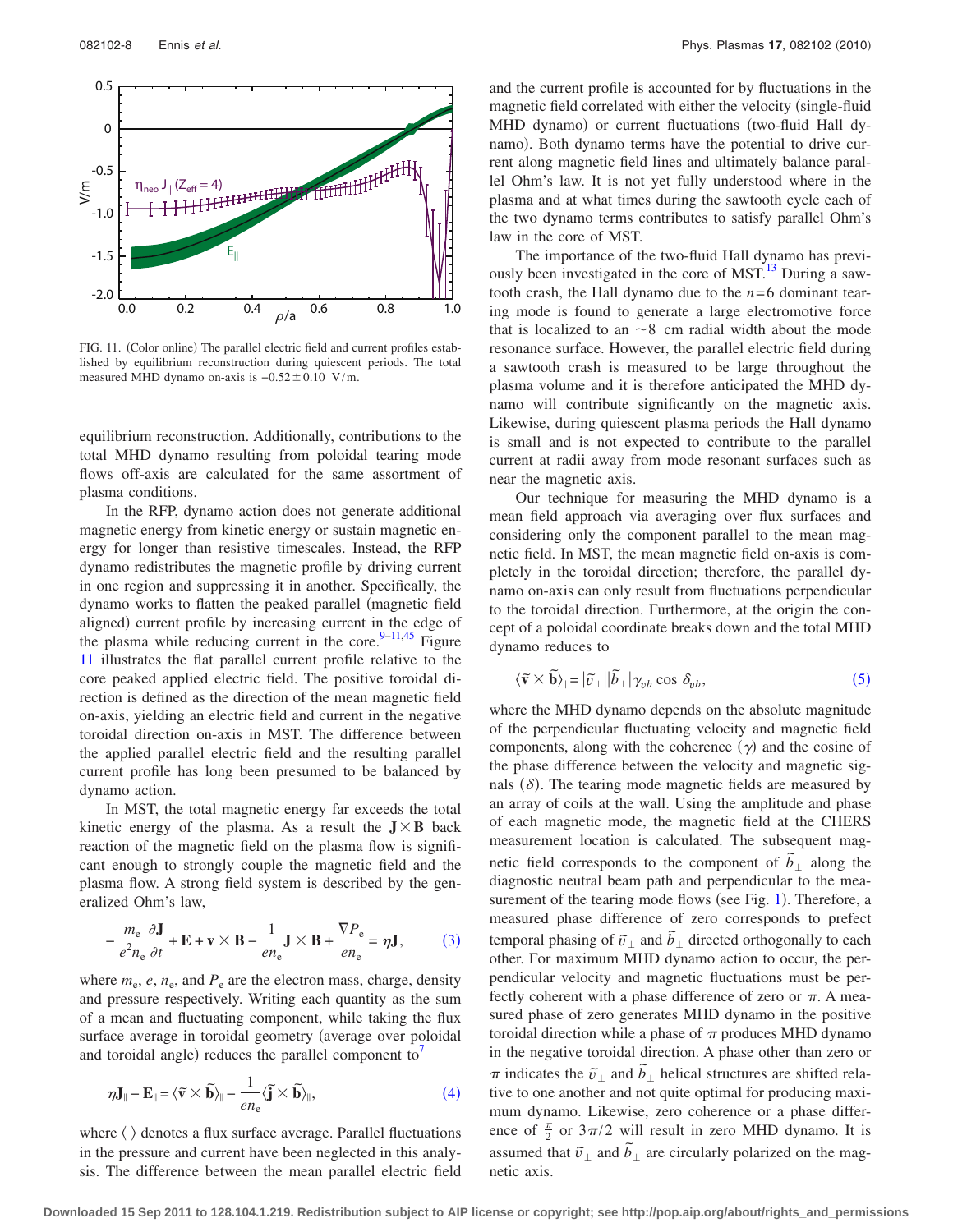FIG. 11. (Color online) The parallel electric field and current profiles established by equilibrium reconstruction during quiescent periods. The total measured MHD dynamo on-axis is $+0.52 \pm 0.10$ V/m.

equilibrium reconstruction. Additionally, contributions to the total MHD dynamo resulting from poloidal tearing mode flows off-axis are calculated for the same assortment of plasma conditions.

In the RFP, dynamo action does not generate additional magnetic energy from kinetic energy or sustain magnetic energy for longer than resistive timescales. Instead, the RFP dynamo redistributes the magnetic profile by driving current in one region and suppressing it in another. Specifically, the dynamo works to flatten the peaked parallel (magnetic field aligned) current profile by increasing current in the edge of the plasma while reducing current in the core.[9–11,45] Figure 11 illustrates the flat parallel current profile relative to the core peaked applied electric field. The positive toroidal direction is defined as the direction of the mean magnetic field on-axis, yielding an electric field and current in the negative toroidal direction on-axis in MST. The difference between the applied parallel electric field and the resulting parallel current profile has long been presumed to be balanced by dynamo action.

In MST, the total magnetic energy far exceeds the total kinetic energy of the plasma. As a result the $\mathbf{J}\times\mathbf{B}$ back reaction of the magnetic field on the plasma flow is significant enough to strongly couple the magnetic field and the plasma flow. A strong field system is described by the generalized Ohm's law,

$$-\frac{m_e}{e^2 n_e}\frac{\partial \mathbf{J}}{\partial t} + \mathbf{E} + \mathbf{v}\times\mathbf{B} - \frac{1}{en_e}\mathbf{J}\times\mathbf{B} + \frac{\nabla P_e}{en_e} = \eta\mathbf{J}, \tag{3}$$

where $m_e$, $e$, $n_e$, and $P_e$ are the electron mass, charge, density and pressure respectively. Writing each quantity as the sum of a mean and fluctuating component, while taking the flux surface average in toroidal geometry (average over poloidal and toroidal angle) reduces the parallel component to[7]

$$\eta\mathbf{J}_{\parallel} - \mathbf{E}_{\parallel} = \langle \tilde{\mathbf{v}}\times\tilde{\mathbf{b}}\rangle_{\parallel} - \frac{1}{en_e}\langle \tilde{\mathbf{j}}\times\tilde{\mathbf{b}}\rangle_{\parallel}, \tag{4}$$

where $\langle\ \rangle$ denotes a flux surface average. Parallel fluctuations in the pressure and current have been neglected in this analysis. The difference between the mean parallel electric field and the current profile is accounted for by fluctuations in the magnetic field correlated with either the velocity (single-fluid MHD dynamo) or current fluctuations (two-fluid Hall dynamo). Both dynamo terms have the potential to drive current along magnetic field lines and ultimately balance parallel Ohm's law. It is not yet fully understood where in the plasma and at what times during the sawtooth cycle each of the two dynamo terms contributes to satisfy parallel Ohm's law in the core of MST.

The importance of the two-fluid Hall dynamo has previously been investigated in the core of MST.[13] During a sawtooth crash, the Hall dynamo due to the $n=6$ dominant tearing mode is found to generate a large electromotive force that is localized to an $\sim 8$ cm radial width about the mode resonance surface. However, the parallel electric field during a sawtooth crash is measured to be large throughout the plasma volume and it is therefore anticipated the MHD dynamo will contribute significantly on the magnetic axis. Likewise, during quiescent plasma periods the Hall dynamo is small and is not expected to contribute to the parallel current at radii away from mode resonant surfaces such as near the magnetic axis.

Our technique for measuring the MHD dynamo is a mean field approach via averaging over flux surfaces and considering only the component parallel to the mean magnetic field. In MST, the mean magnetic field on-axis is completely in the toroidal direction; therefore, the parallel dynamo on-axis can only result from fluctuations perpendicular to the toroidal direction. Furthermore, at the origin the concept of a poloidal coordinate breaks down and the total MHD dynamo reduces to

$$\langle \tilde{\mathbf{v}}\times\tilde{\mathbf{b}}\rangle_{\parallel} = |\tilde{v}_{\perp}||\tilde{b}_{\perp}|\gamma_{vb}\cos\delta_{vb}, \tag{5}$$

where the MHD dynamo depends on the absolute magnitude of the perpendicular fluctuating velocity and magnetic field components, along with the coherence ($\gamma$) and the cosine of the phase difference between the velocity and magnetic signals ($\delta$). The tearing mode magnetic fields are measured by an array of coils at the wall. Using the amplitude and phase of each magnetic mode, the magnetic field at the CHERS measurement location is calculated. The subsequent magnetic field corresponds to the component of $\tilde{b}_{\perp}$ along the diagnostic neutral beam path and perpendicular to the measurement of the tearing mode flows (see Fig. 1). Therefore, a measured phase difference of zero corresponds to prefect temporal phasing of $\tilde{v}_{\perp}$ and $\tilde{b}_{\perp}$ directed orthogonally to each other. For maximum MHD dynamo action to occur, the perpendicular velocity and magnetic fluctuations must be perfectly coherent with a phase difference of zero or $\pi$. A measured phase of zero generates MHD dynamo in the positive toroidal direction while a phase of $\pi$ produces MHD dynamo in the negative toroidal direction. A phase other than zero or $\pi$ indicates the $\tilde{v}_{\perp}$ and $\tilde{b}_{\perp}$ helical structures are shifted relative to one another and not quite optimal for producing maximum dynamo. Likewise, zero coherence or a phase difference of $\frac{\pi}{2}$ or $3\pi/2$ will result in zero MHD dynamo. It is assumed that $\tilde{v}_{\perp}$ and $\tilde{b}_{\perp}$ are circularly polarized on the magnetic axis.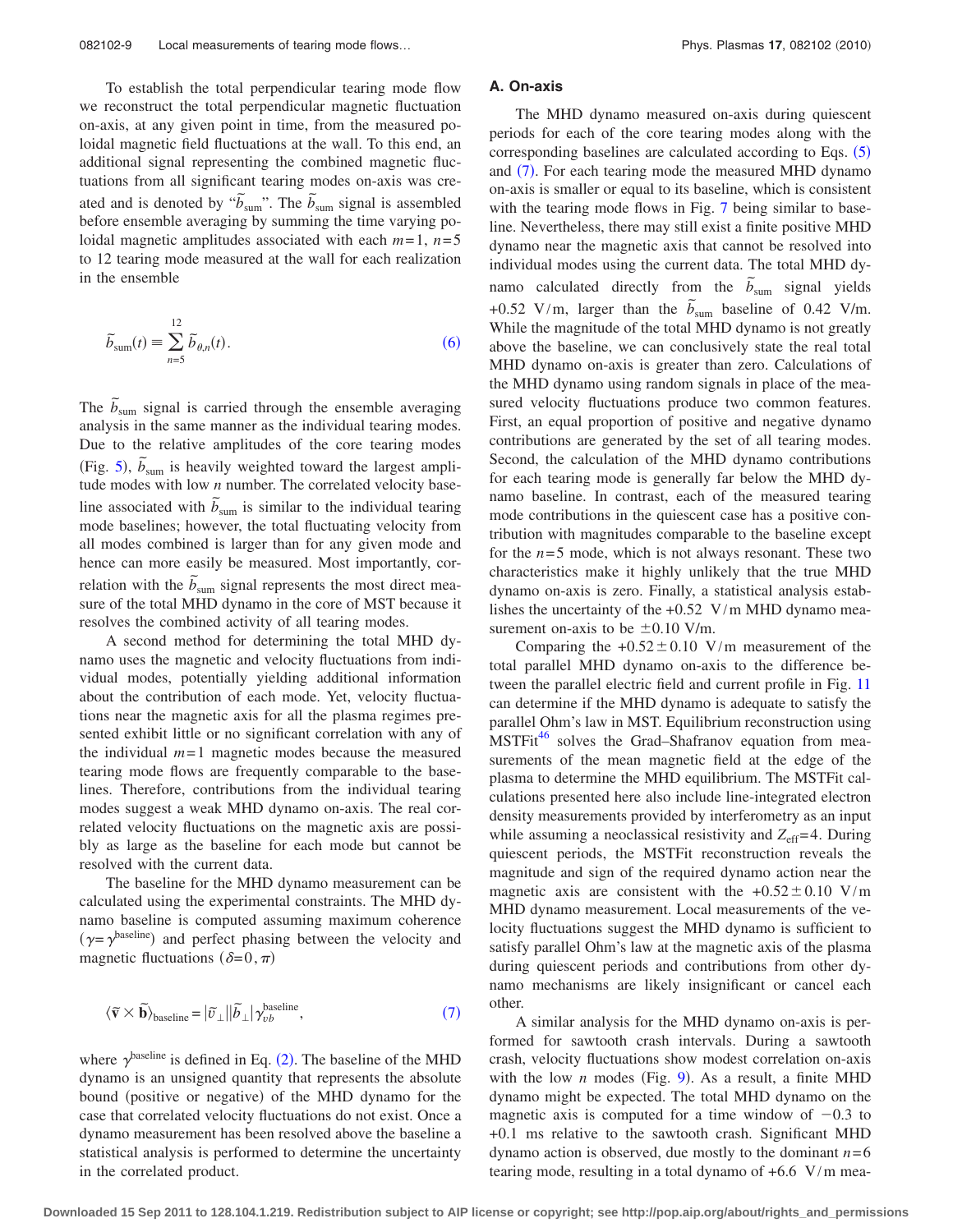To establish the total perpendicular tearing mode flow we reconstruct the total perpendicular magnetic fluctuation on-axis, at any given point in time, from the measured poloidal magnetic field fluctuations at the wall. To this end, an additional signal representing the combined magnetic fluctuations from all significant tearing modes on-axis was created and is denoted by "$\tilde{b}_{\mathrm{sum}}$". The $\tilde{b}_{\mathrm{sum}}$ signal is assembled before ensemble averaging by summing the time varying poloidal magnetic amplitudes associated with each $m=1$, $n=5$ to 12 tearing mode measured at the wall for each realization in the ensemble

$$\tilde{b}_{\mathrm{sum}}(t) \equiv \sum_{n=5}^{12} \tilde{b}_{\theta,n}(t). \tag{6}$$

The $\tilde{b}_{\mathrm{sum}}$ signal is carried through the ensemble averaging analysis in the same manner as the individual tearing modes. Due to the relative amplitudes of the core tearing modes (Fig. 5), $\tilde{b}_{\mathrm{sum}}$ is heavily weighted toward the largest amplitude modes with low $n$ number. The correlated velocity baseline associated with $\tilde{b}_{\mathrm{sum}}$ is similar to the individual tearing mode baselines; however, the total fluctuating velocity from all modes combined is larger than for any given mode and hence can more easily be measured. Most importantly, correlation with the $\tilde{b}_{\mathrm{sum}}$ signal represents the most direct measure of the total MHD dynamo in the core of MST because it resolves the combined activity of all tearing modes.

A second method for determining the total MHD dynamo uses the magnetic and velocity fluctuations from individual modes, potentially yielding additional information about the contribution of each mode. Yet, velocity fluctuations near the magnetic axis for all the plasma regimes presented exhibit little or no significant correlation with any of the individual $m=1$ magnetic modes because the measured tearing mode flows are frequently comparable to the baselines. Therefore, contributions from the individual tearing modes suggest a weak MHD dynamo on-axis. The real correlated velocity fluctuations on the magnetic axis are possibly as large as the baseline for each mode but cannot be resolved with the current data.

The baseline for the MHD dynamo measurement can be calculated using the experimental constraints. The MHD dynamo baseline is computed assuming maximum coherence ($\gamma=\gamma^{\mathrm{baseline}}$) and perfect phasing between the velocity and magnetic fluctuations ($\delta=0,\pi$)

$$\langle \tilde{\mathbf{v}} \times \tilde{\mathbf{b}} \rangle_{\mathrm{baseline}} = |\tilde{v}_{\perp}||\tilde{b}_{\perp}|\gamma_{vb}^{\mathrm{baseline}}, \tag{7}$$

where $\gamma^{\mathrm{baseline}}$ is defined in Eq. (2). The baseline of the MHD dynamo is an unsigned quantity that represents the absolute bound (positive or negative) of the MHD dynamo for the case that correlated velocity fluctuations do not exist. Once a dynamo measurement has been resolved above the baseline a statistical analysis is performed to determine the uncertainty in the correlated product.

### A. On-axis

The MHD dynamo measured on-axis during quiescent periods for each of the core tearing modes along with the corresponding baselines are calculated according to Eqs. (5) and (7). For each tearing mode the measured MHD dynamo on-axis is smaller or equal to its baseline, which is consistent with the tearing mode flows in Fig. 7 being similar to baseline. Nevertheless, there may still exist a finite positive MHD dynamo near the magnetic axis that cannot be resolved into individual modes using the current data. The total MHD dynamo calculated directly from the $\tilde{b}_{\mathrm{sum}}$ signal yields +0.52 V/m, larger than the $\tilde{b}_{\mathrm{sum}}$ baseline of 0.42 V/m. While the magnitude of the total MHD dynamo is not greatly above the baseline, we can conclusively state the real total MHD dynamo on-axis is greater than zero. Calculations of the MHD dynamo using random signals in place of the measured velocity fluctuations produce two common features. First, an equal proportion of positive and negative dynamo contributions are generated by the set of all tearing modes. Second, the calculation of the MHD dynamo contributions for each tearing mode is generally far below the MHD dynamo baseline. In contrast, each of the measured tearing mode contributions in the quiescent case has a positive contribution with magnitudes comparable to the baseline except for the $n=5$ mode, which is not always resonant. These two characteristics make it highly unlikely that the true MHD dynamo on-axis is zero. Finally, a statistical analysis establishes the uncertainty of the +0.52 V/m MHD dynamo measurement on-axis to be $\pm 0.10$ V/m.

Comparing the $+0.52 \pm 0.10$ V/m measurement of the total parallel MHD dynamo on-axis to the difference between the parallel electric field and current profile in Fig. 11 can determine if the MHD dynamo is adequate to satisfy the parallel Ohm's law in MST. Equilibrium reconstruction using MSTFit[46] solves the Grad–Shafranov equation from measurements of the mean magnetic field at the edge of the plasma to determine the MHD equilibrium. The MSTFit calculations presented here also include line-integrated electron density measurements provided by interferometry as an input while assuming a neoclassical resistivity and $Z_{\mathrm{eff}}=4$. During quiescent periods, the MSTFit reconstruction reveals the magnitude and sign of the required dynamo action near the magnetic axis are consistent with the $+0.52 \pm 0.10$ V/m MHD dynamo measurement. Local measurements of the velocity fluctuations suggest the MHD dynamo is sufficient to satisfy parallel Ohm's law at the magnetic axis of the plasma during quiescent periods and contributions from other dynamo mechanisms are likely insignificant or cancel each other.

A similar analysis for the MHD dynamo on-axis is performed for sawtooth crash intervals. During a sawtooth crash, velocity fluctuations show modest correlation on-axis with the low $n$ modes (Fig. 9). As a result, a finite MHD dynamo might be expected. The total MHD dynamo on the magnetic axis is computed for a time window of $-0.3$ to $+0.1$ ms relative to the sawtooth crash. Significant MHD dynamo action is observed, due mostly to the dominant $n=6$ tearing mode, resulting in a total dynamo of +6.6 V/m mea-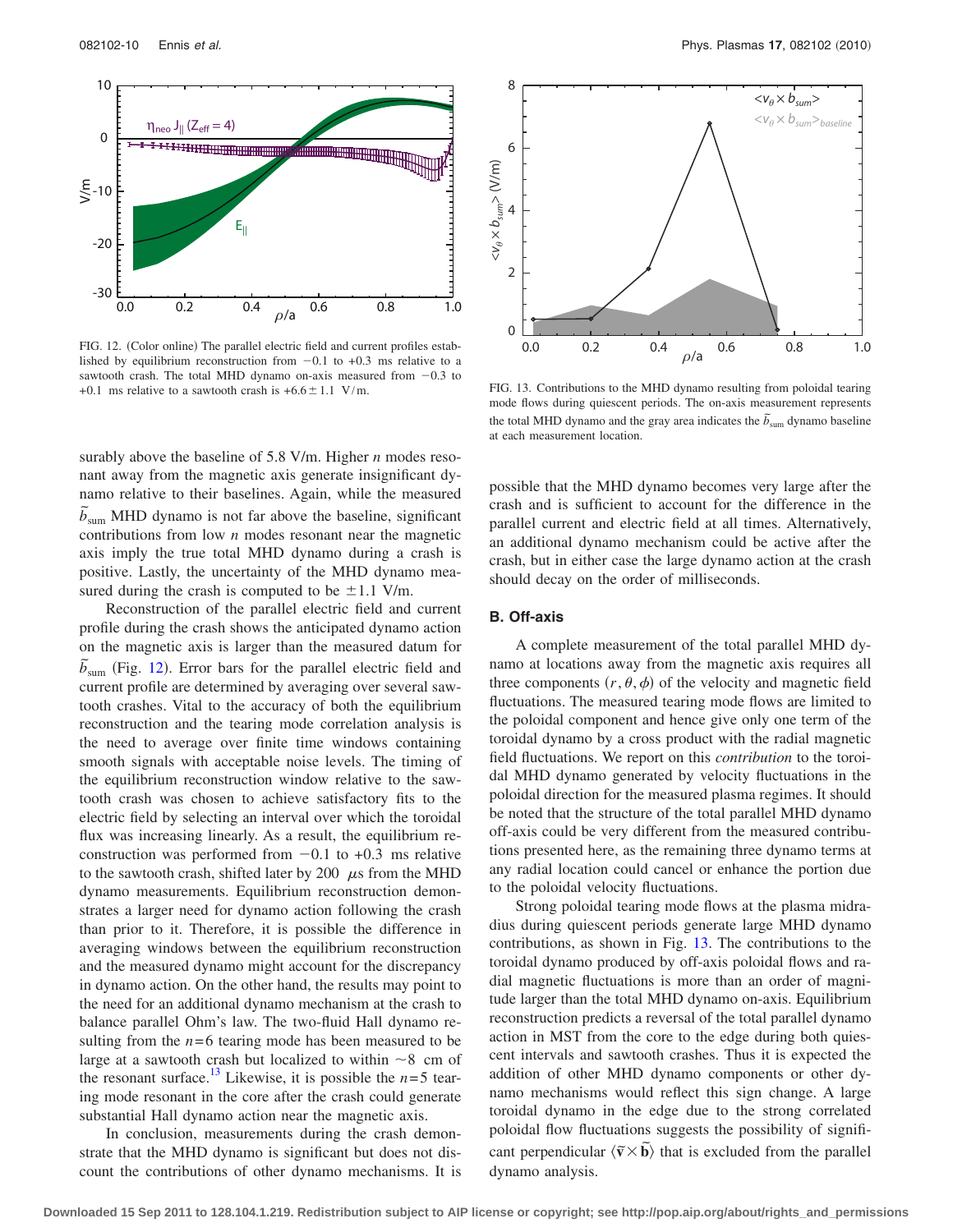10

0

V/m -10

-20

-30

0.0 0.2 0.4 0.6 0.8 1.0

$\rho/a$

$\eta_{neo} J_{||}$ ($Z_{eff}$ = 4)

$E_{||}$

FIG. 12. (Color online) The parallel electric field and current profiles established by equilibrium reconstruction from −0.1 to +0.3 ms relative to a sawtooth crash. The total MHD dynamo on-axis measured from −0.3 to +0.1 ms relative to a sawtooth crash is $+6.6 \pm 1.1$ V/m.

8

6

$\langle v_\theta \times b_{sum} \rangle$ (V/m) 4

2

0

0.0 0.2 0.4 0.6 0.8 1.0

$\rho/a$

$\langle v_\theta \times b_{sum} \rangle$

$\langle v_\theta \times b_{sum} \rangle_{baseline}$

FIG. 13. Contributions to the MHD dynamo resulting from poloidal tearing mode flows during quiescent periods. The on-axis measurement represents the total MHD dynamo and the gray area indicates the $\tilde{b}_{sum}$ dynamo baseline at each measurement location.

surably above the baseline of 5.8 V/m. Higher $n$ modes resonant away from the magnetic axis generate insignificant dynamo relative to their baselines. Again, while the measured $\tilde{b}_{sum}$ MHD dynamo is not far above the baseline, significant contributions from low $n$ modes resonant near the magnetic axis imply the true total MHD dynamo during a crash is positive. Lastly, the uncertainty of the MHD dynamo measured during the crash is computed to be $\pm 1.1$ V/m.

Reconstruction of the parallel electric field and current profile during the crash shows the anticipated dynamo action on the magnetic axis is larger than the measured datum for $\tilde{b}_{sum}$ (Fig. 12). Error bars for the parallel electric field and current profile are determined by averaging over several sawtooth crashes. Vital to the accuracy of both the equilibrium reconstruction and the tearing mode correlation analysis is the need to average over finite time windows containing smooth signals with acceptable noise levels. The timing of the equilibrium reconstruction window relative to the sawtooth crash was chosen to achieve satisfactory fits to the electric field by selecting an interval over which the toroidal flux was increasing linearly. As a result, the equilibrium reconstruction was performed from −0.1 to +0.3 ms relative to the sawtooth crash, shifted later by 200 $\mu$s from the MHD dynamo measurements. Equilibrium reconstruction demonstrates a larger need for dynamo action following the crash than prior to it. Therefore, it is possible the difference in averaging windows between the equilibrium reconstruction and the measured dynamo might account for the discrepancy in dynamo action. On the other hand, the results may point to the need for an additional dynamo mechanism at the crash to balance parallel Ohm's law. The two-fluid Hall dynamo resulting from the $n=6$ tearing mode has been measured to be large at a sawtooth crash but localized to within ~8 cm of the resonant surface.[13] Likewise, it is possible the $n=5$ tearing mode resonant in the core after the crash could generate substantial Hall dynamo action near the magnetic axis.

In conclusion, measurements during the crash demonstrate that the MHD dynamo is significant but does not discount the contributions of other dynamo mechanisms. It is possible that the MHD dynamo becomes very large after the crash and is sufficient to account for the difference in the parallel current and electric field at all times. Alternatively, an additional dynamo mechanism could be active after the crash, but in either case the large dynamo action at the crash should decay on the order of milliseconds.

### B. Off-axis

A complete measurement of the total parallel MHD dynamo at locations away from the magnetic axis requires all three components $(r,\theta,\phi)$ of the velocity and magnetic field fluctuations. The measured tearing mode flows are limited to the poloidal component and hence give only one term of the toroidal dynamo by a cross product with the radial magnetic field fluctuations. We report on this *contribution* to the toroidal MHD dynamo generated by velocity fluctuations in the poloidal direction for the measured plasma regimes. It should be noted that the structure of the total parallel MHD dynamo off-axis could be very different from the measured contributions presented here, as the remaining three dynamo terms at any radial location could cancel or enhance the portion due to the poloidal velocity fluctuations.

Strong poloidal tearing mode flows at the plasma midradius during quiescent periods generate large MHD dynamo contributions, as shown in Fig. 13. The contributions to the toroidal dynamo produced by off-axis poloidal flows and radial magnetic fluctuations is more than an order of magnitude larger than the total MHD dynamo on-axis. Equilibrium reconstruction predicts a reversal of the total parallel dynamo action in MST from the core to the edge during both quiescent intervals and sawtooth crashes. Thus it is expected the addition of other MHD dynamo components or other dynamo mechanisms would reflect this sign change. A large toroidal dynamo in the edge due to the strong correlated poloidal flow fluctuations suggests the possibility of significant perpendicular $\langle \tilde{\mathbf{v}} \times \tilde{\mathbf{b}} \rangle$ that is excluded from the parallel dynamo analysis.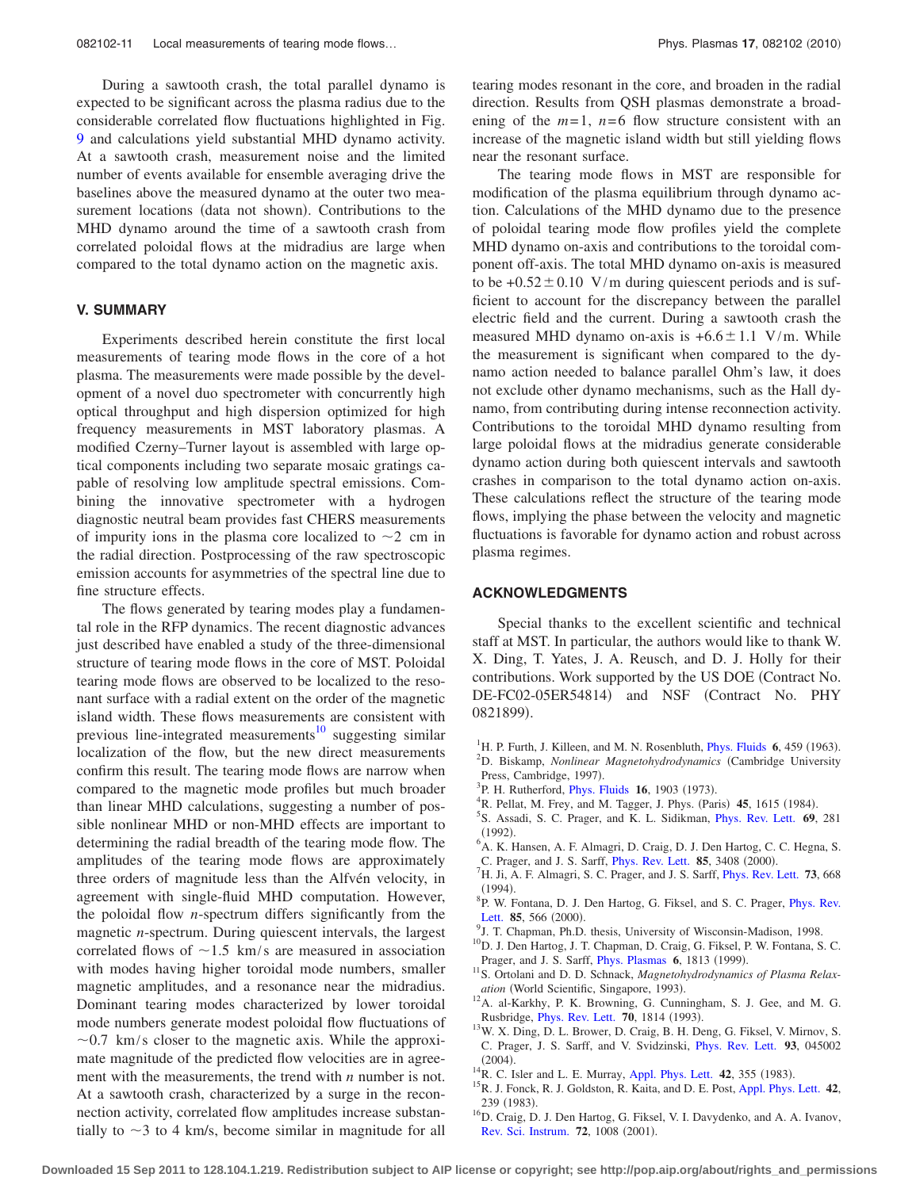During a sawtooth crash, the total parallel dynamo is expected to be significant across the plasma radius due to the considerable correlated flow fluctuations highlighted in Fig. 9 and calculations yield substantial MHD dynamo activity. At a sawtooth crash, measurement noise and the limited number of events available for ensemble averaging drive the baselines above the measured dynamo at the outer two measurement locations (data not shown). Contributions to the MHD dynamo around the time of a sawtooth crash from correlated poloidal flows at the midradius are large when compared to the total dynamo action on the magnetic axis.

## V. SUMMARY

Experiments described herein constitute the first local measurements of tearing mode flows in the core of a hot plasma. The measurements were made possible by the development of a novel duo spectrometer with concurrently high optical throughput and high dispersion optimized for high frequency measurements in MST laboratory plasmas. A modified Czerny–Turner layout is assembled with large optical components including two separate mosaic gratings capable of resolving low amplitude spectral emissions. Combining the innovative spectrometer with a hydrogen diagnostic neutral beam provides fast CHERS measurements of impurity ions in the plasma core localized to $\sim$2 cm in the radial direction. Postprocessing of the raw spectroscopic emission accounts for asymmetries of the spectral line due to fine structure effects.

The flows generated by tearing modes play a fundamental role in the RFP dynamics. The recent diagnostic advances just described have enabled a study of the three-dimensional structure of tearing mode flows in the core of MST. Poloidal tearing mode flows are observed to be localized to the resonant surface with a radial extent on the order of the magnetic island width. These flows measurements are consistent with previous line-integrated measurements[10] suggesting similar localization of the flow, but the new direct measurements confirm this result. The tearing mode flows are narrow when compared to the magnetic mode profiles but much broader than linear MHD calculations, suggesting a number of possible nonlinear MHD or non-MHD effects are important to determining the radial breadth of the tearing mode flow. The amplitudes of the tearing mode flows are approximately three orders of magnitude less than the Alfvén velocity, in agreement with single-fluid MHD computation. However, the poloidal flow $n$-spectrum differs significantly from the magnetic $n$-spectrum. During quiescent intervals, the largest correlated flows of $\sim$1.5 km/s are measured in association with modes having higher toroidal mode numbers, smaller magnetic amplitudes, and a resonance near the midradius. Dominant tearing modes characterized by lower toroidal mode numbers generate modest poloidal flow fluctuations of $\sim$0.7 km/s closer to the magnetic axis. While the approximate magnitude of the predicted flow velocities are in agreement with the measurements, the trend with $n$ number is not. At a sawtooth crash, characterized by a surge in the reconnection activity, correlated flow amplitudes increase substantially to $\sim$3 to 4 km/s, become similar in magnitude for all tearing modes resonant in the core, and broaden in the radial direction. Results from QSH plasmas demonstrate a broadening of the $m=1$, $n=6$ flow structure consistent with an increase of the magnetic island width but still yielding flows near the resonant surface.

The tearing mode flows in MST are responsible for modification of the plasma equilibrium through dynamo action. Calculations of the MHD dynamo due to the presence of poloidal tearing mode flow profiles yield the complete MHD dynamo on-axis and contributions to the toroidal component off-axis. The total MHD dynamo on-axis is measured to be $+0.52\pm0.10$ V/m during quiescent periods and is sufficient to account for the discrepancy between the parallel electric field and the current. During a sawtooth crash the measured MHD dynamo on-axis is $+6.6\pm1.1$ V/m. While the measurement is significant when compared to the dynamo action needed to balance parallel Ohm's law, it does not exclude other dynamo mechanisms, such as the Hall dynamo, from contributing during intense reconnection activity. Contributions to the toroidal MHD dynamo resulting from large poloidal flows at the midradius generate considerable dynamo action during both quiescent intervals and sawtooth crashes in comparison to the total dynamo action on-axis. These calculations reflect the structure of the tearing mode flows, implying the phase between the velocity and magnetic fluctuations is favorable for dynamo action and robust across plasma regimes.

## ACKNOWLEDGMENTS

Special thanks to the excellent scientific and technical staff at MST. In particular, the authors would like to thank W. X. Ding, T. Yates, J. A. Reusch, and D. J. Holly for their contributions. Work supported by the US DOE (Contract No. DE-FC02-05ER54814) and NSF (Contract No. PHY 0821899).

[1] H. P. Furth, J. Killeen, and M. N. Rosenbluth, Phys. Fluids **6**, 459 (1963).
[2] D. Biskamp, *Nonlinear Magnetohydrodynamics* (Cambridge University Press, Cambridge, 1997).
[3] P. H. Rutherford, Phys. Fluids **16**, 1903 (1973).
[4] R. Pellat, M. Frey, and M. Tagger, J. Phys. (Paris) **45**, 1615 (1984).
[5] S. Assadi, S. C. Prager, and K. L. Sidikman, Phys. Rev. Lett. **69**, 281 (1992).
[6] A. K. Hansen, A. F. Almagri, D. Craig, D. J. Den Hartog, C. C. Hegna, S. C. Prager, and J. S. Sarff, Phys. Rev. Lett. **85**, 3408 (2000).
[7] H. Ji, A. F. Almagri, S. C. Prager, and J. S. Sarff, Phys. Rev. Lett. **73**, 668 (1994).
[8] P. W. Fontana, D. J. Den Hartog, G. Fiksel, and S. C. Prager, Phys. Rev. Lett. **85**, 566 (2000).
[9] J. T. Chapman, Ph.D. thesis, University of Wisconsin-Madison, 1998.
[10] D. J. Den Hartog, J. T. Chapman, D. Craig, G. Fiksel, P. W. Fontana, S. C. Prager, and J. S. Sarff, Phys. Plasmas **6**, 1813 (1999).
[11] S. Ortolani and D. D. Schnack, *Magnetohydrodynamics of Plasma Relaxation* (World Scientific, Singapore, 1993).
[12] A. al-Karkhy, P. K. Browning, G. Cunningham, S. J. Gee, and M. G. Rusbridge, Phys. Rev. Lett. **70**, 1814 (1993).
[13] W. X. Ding, D. L. Brower, D. Craig, B. H. Deng, G. Fiksel, V. Mirnov, S. C. Prager, J. S. Sarff, and V. Svidzinski, Phys. Rev. Lett. **93**, 045002 (2004).
[14] R. C. Isler and L. E. Murray, Appl. Phys. Lett. **42**, 355 (1983).
[15] R. J. Fonck, R. J. Goldston, R. Kaita, and D. E. Post, Appl. Phys. Lett. **42**, 239 (1983).
[16] D. Craig, D. J. Den Hartog, G. Fiksel, V. I. Davydenko, and A. A. Ivanov, Rev. Sci. Instrum. **72**, 1008 (2001).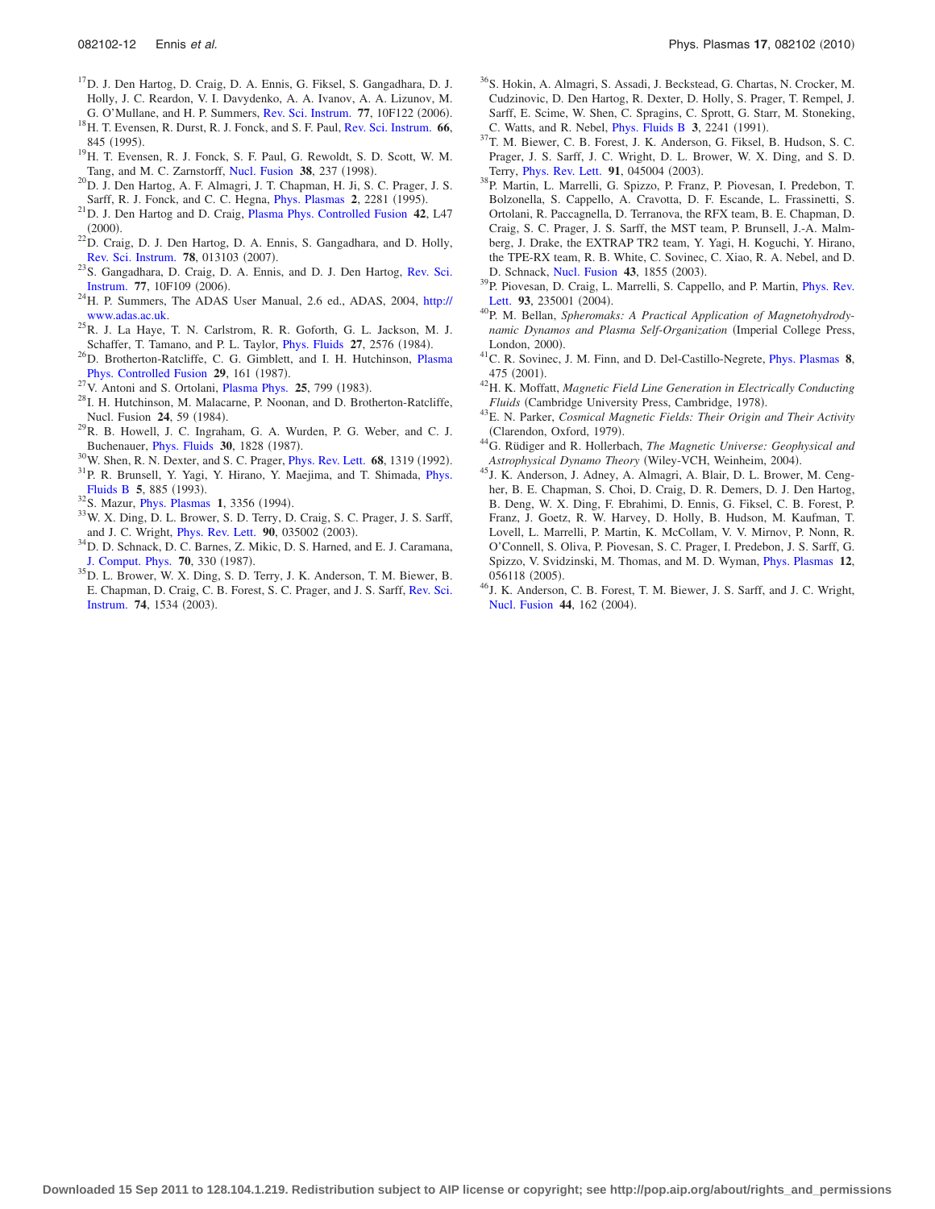[17] D. J. Den Hartog, D. Craig, D. A. Ennis, G. Fiksel, S. Gangadhara, D. J. Holly, J. C. Reardon, V. I. Davydenko, A. A. Ivanov, A. A. Lizunov, M. G. O'Mullane, and H. P. Summers, Rev. Sci. Instrum. **77**, 10F122 (2006).

[18] H. T. Evensen, R. Durst, R. J. Fonck, and S. F. Paul, Rev. Sci. Instrum. **66**, 845 (1995).

[19] H. T. Evensen, R. J. Fonck, S. F. Paul, G. Rewoldt, S. D. Scott, W. M. Tang, and M. C. Zarnstorff, Nucl. Fusion **38**, 237 (1998).

[20] D. J. Den Hartog, A. F. Almagri, J. T. Chapman, H. Ji, S. C. Prager, J. S. Sarff, R. J. Fonck, and C. C. Hegna, Phys. Plasmas **2**, 2281 (1995).

[21] D. J. Den Hartog and D. Craig, Plasma Phys. Controlled Fusion **42**, L47 (2000).

[22] D. Craig, D. J. Den Hartog, D. A. Ennis, S. Gangadhara, and D. Holly, Rev. Sci. Instrum. **78**, 013103 (2007).

[23] S. Gangadhara, D. Craig, D. A. Ennis, and D. J. Den Hartog, Rev. Sci. Instrum. **77**, 10F109 (2006).

[24] H. P. Summers, The ADAS User Manual, 2.6 ed., ADAS, 2004, http://www.adas.ac.uk.

[25] R. J. La Haye, T. N. Carlstrom, R. R. Goforth, G. L. Jackson, M. J. Schaffer, T. Tamano, and P. L. Taylor, Phys. Fluids **27**, 2576 (1984).

[26] D. Brotherton-Ratcliffe, C. G. Gimblett, and I. H. Hutchinson, Plasma Phys. Controlled Fusion **29**, 161 (1987).

[27] V. Antoni and S. Ortolani, Plasma Phys. **25**, 799 (1983).

[28] I. H. Hutchinson, M. Malacarne, P. Noonan, and D. Brotherton-Ratcliffe, Nucl. Fusion **24**, 59 (1984).

[29] R. B. Howell, J. C. Ingraham, G. A. Wurden, P. G. Weber, and C. J. Buchenauer, Phys. Fluids **30**, 1828 (1987).

[30] W. Shen, R. N. Dexter, and S. C. Prager, Phys. Rev. Lett. **68**, 1319 (1992).

[31] P. R. Brunsell, Y. Yagi, Y. Hirano, Y. Maejima, and T. Shimada, Phys. Fluids B **5**, 885 (1993).

[32] S. Mazur, Phys. Plasmas **1**, 3356 (1994).

[33] W. X. Ding, D. L. Brower, S. D. Terry, D. Craig, S. C. Prager, J. S. Sarff, and J. C. Wright, Phys. Rev. Lett. **90**, 035002 (2003).

[34] D. D. Schnack, D. C. Barnes, Z. Mikic, D. S. Harned, and E. J. Caramana, J. Comput. Phys. **70**, 330 (1987).

[35] D. L. Brower, W. X. Ding, S. D. Terry, J. K. Anderson, T. M. Biewer, B. E. Chapman, D. Craig, C. B. Forest, S. C. Prager, and J. S. Sarff, Rev. Sci. Instrum. **74**, 1534 (2003).

[36] S. Hokin, A. Almagri, S. Assadi, J. Beckstead, G. Chartas, N. Crocker, M. Cudzinovic, D. Den Hartog, R. Dexter, D. Holly, S. Prager, T. Rempel, J. Sarff, E. Scime, W. Shen, C. Spragins, C. Sprott, G. Starr, M. Stoneking, C. Watts, and R. Nebel, Phys. Fluids B **3**, 2241 (1991).

[37] T. M. Biewer, C. B. Forest, J. K. Anderson, G. Fiksel, B. Hudson, S. C. Prager, J. S. Sarff, J. C. Wright, D. L. Brower, W. X. Ding, and S. D. Terry, Phys. Rev. Lett. **91**, 045004 (2003).

[38] P. Martin, L. Marrelli, G. Spizzo, P. Franz, P. Piovesan, I. Predebon, T. Bolzonella, S. Cappello, A. Cravotta, D. F. Escande, L. Frassinetti, S. Ortolani, R. Paccagnella, D. Terranova, the RFX team, B. E. Chapman, D. Craig, S. C. Prager, J. S. Sarff, the MST team, P. Brunsell, J.-A. Malmberg, J. Drake, the EXTRAP TR2 team, Y. Yagi, H. Koguchi, Y. Hirano, the TPE-RX team, R. B. White, C. Sovinec, C. Xiao, R. A. Nebel, and D. D. Schnack, Nucl. Fusion **43**, 1855 (2003).

[39] P. Piovesan, D. Craig, L. Marrelli, S. Cappello, and P. Martin, Phys. Rev. Lett. **93**, 235001 (2004).

[40] P. M. Bellan, *Spheromaks: A Practical Application of Magnetohydrodynamic Dynamos and Plasma Self-Organization* (Imperial College Press, London, 2000).

[41] C. R. Sovinec, J. M. Finn, and D. Del-Castillo-Negrete, Phys. Plasmas **8**, 475 (2001).

[42] H. K. Moffatt, *Magnetic Field Line Generation in Electrically Conducting Fluids* (Cambridge University Press, Cambridge, 1978).

[43] E. N. Parker, *Cosmical Magnetic Fields: Their Origin and Their Activity* (Clarendon, Oxford, 1979).

[44] G. Rüdiger and R. Hollerbach, *The Magnetic Universe: Geophysical and Astrophysical Dynamo Theory* (Wiley-VCH, Weinheim, 2004).

[45] J. K. Anderson, J. Adney, A. Almagri, A. Blair, D. L. Brower, M. Cengher, B. E. Chapman, S. Choi, D. Craig, D. R. Demers, D. J. Den Hartog, B. Deng, W. X. Ding, F. Ebrahimi, D. Ennis, G. Fiksel, C. B. Forest, P. Franz, J. Goetz, R. W. Harvey, D. Holly, B. Hudson, M. Kaufman, T. Lovell, L. Marrelli, P. Martin, K. McCollam, V. V. Mirnov, P. Nonn, R. O'Connell, S. Oliva, P. Piovesan, S. C. Prager, I. Predebon, J. S. Sarff, G. Spizzo, V. Svidzinski, M. Thomas, and M. D. Wyman, Phys. Plasmas **12**, 056118 (2005).

[46] J. K. Anderson, C. B. Forest, T. M. Biewer, J. S. Sarff, and J. C. Wright, Nucl. Fusion **44**, 162 (2004).